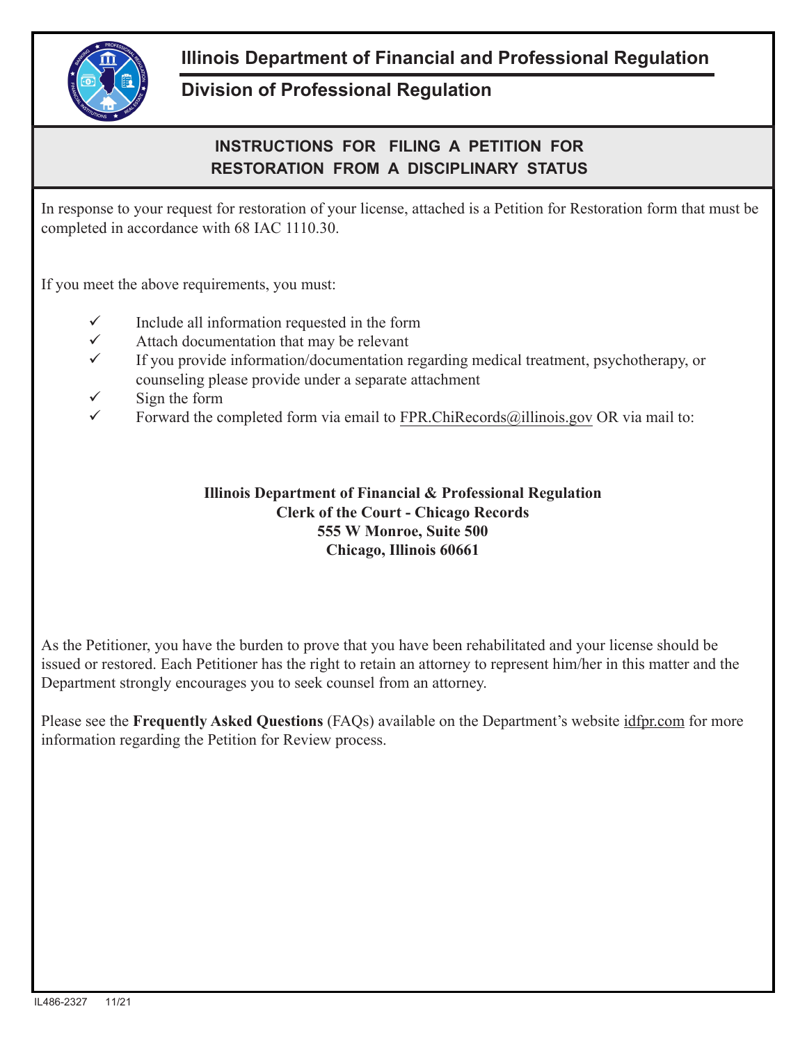# Illinois Department of Financial and Professional Regulation

## Division of Professional Regulation

### INSTRUCTIONS FOR FILING A PETITION FOR RESTORATION FROM A DISCIPLINARY STATUS

In response to your request for restoration of your license, attached is a Petition for Restoration form that must be completed in accordance with 68 IAC 1110.30.

If you meet the above requirements, you must:

- ✓ Include all information requested in the form
- ✓ Attach documentation that may be relevant
- ✓ If you provide information/documentation regarding medical treatment, psychotherapy, or counseling please provide under a separate attachment
- ✓ Sign the form
- ✓ Forward the completed form via email to FPR.ChiRecords@illinois.gov OR via mail to:

**Illinois Department of Financial & Professional Regulation**
**Clerk of the Court - Chicago Records**
**555 W Monroe, Suite 500**
**Chicago, Illinois 60661**

As the Petitioner, you have the burden to prove that you have been rehabilitated and your license should be issued or restored. Each Petitioner has the right to retain an attorney to represent him/her in this matter and the Department strongly encourages you to seek counsel from an attorney.

Please see the **Frequently Asked Questions** (FAQs) available on the Department's website idfpr.com for more information regarding the Petition for Review process.

IL486-2327 11/21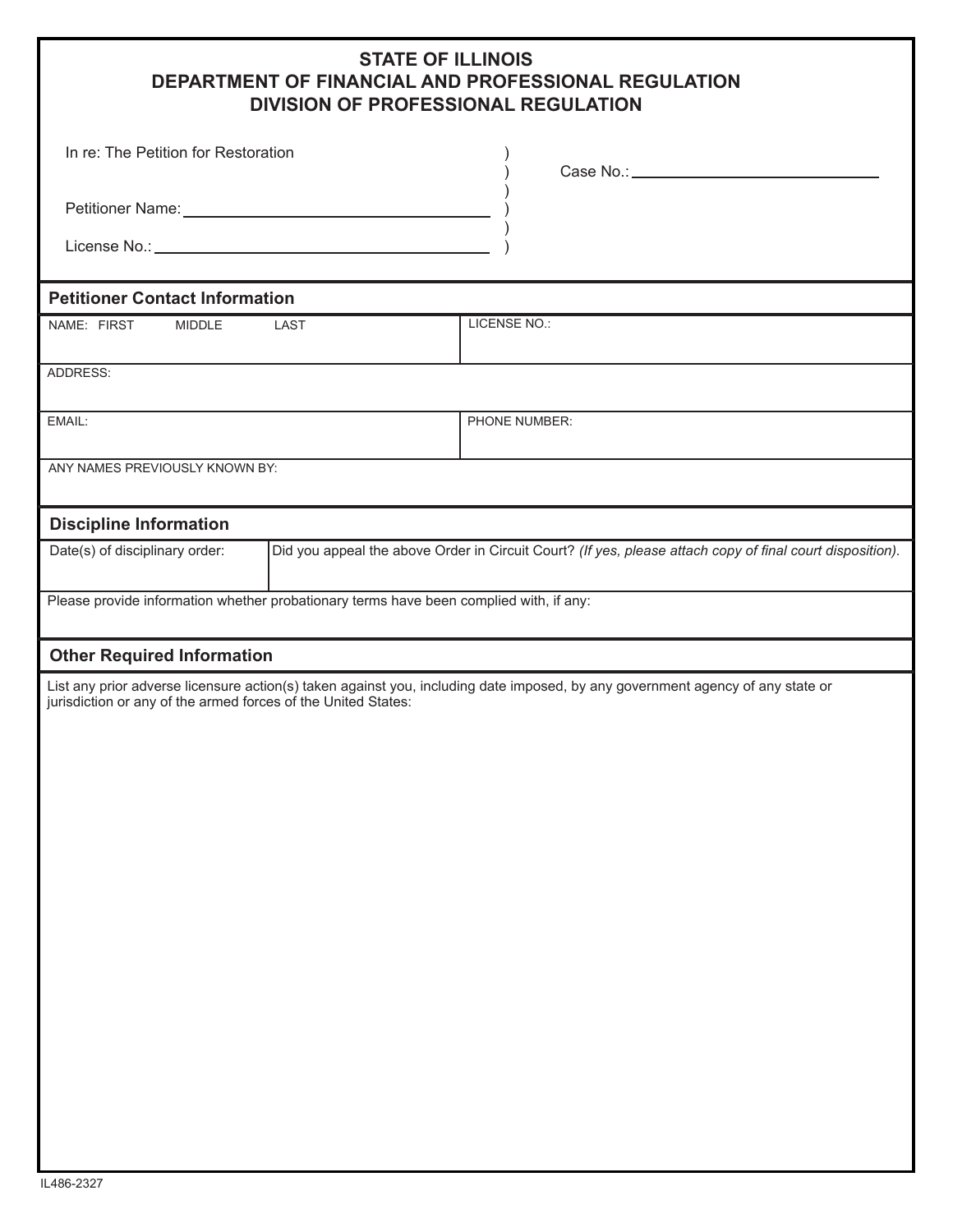**STATE OF ILLINOIS**
**DEPARTMENT OF FINANCIAL AND PROFESSIONAL REGULATION**
**DIVISION OF PROFESSIONAL REGULATION**

In re: The Petition for Restoration )
) Case No.: ______________________________
)
Petitioner Name: ______________________________ )
)
License No.: ______________________________ )

## Petitioner Contact Information

| NAME: FIRST MIDDLE LAST | LICENSE NO.: |
|---|---|
| ADDRESS: | |
| EMAIL: | PHONE NUMBER: |
| ANY NAMES PREVIOUSLY KNOWN BY: | |

## Discipline Information

| Date(s) of disciplinary order: | Did you appeal the above Order in Circuit Court? *(If yes, please attach copy of final court disposition).* |
|---|---|

Please provide information whether probationary terms have been complied with, if any:

## Other Required Information

List any prior adverse licensure action(s) taken against you, including date imposed, by any government agency of any state or jurisdiction or any of the armed forces of the United States:

IL486-2327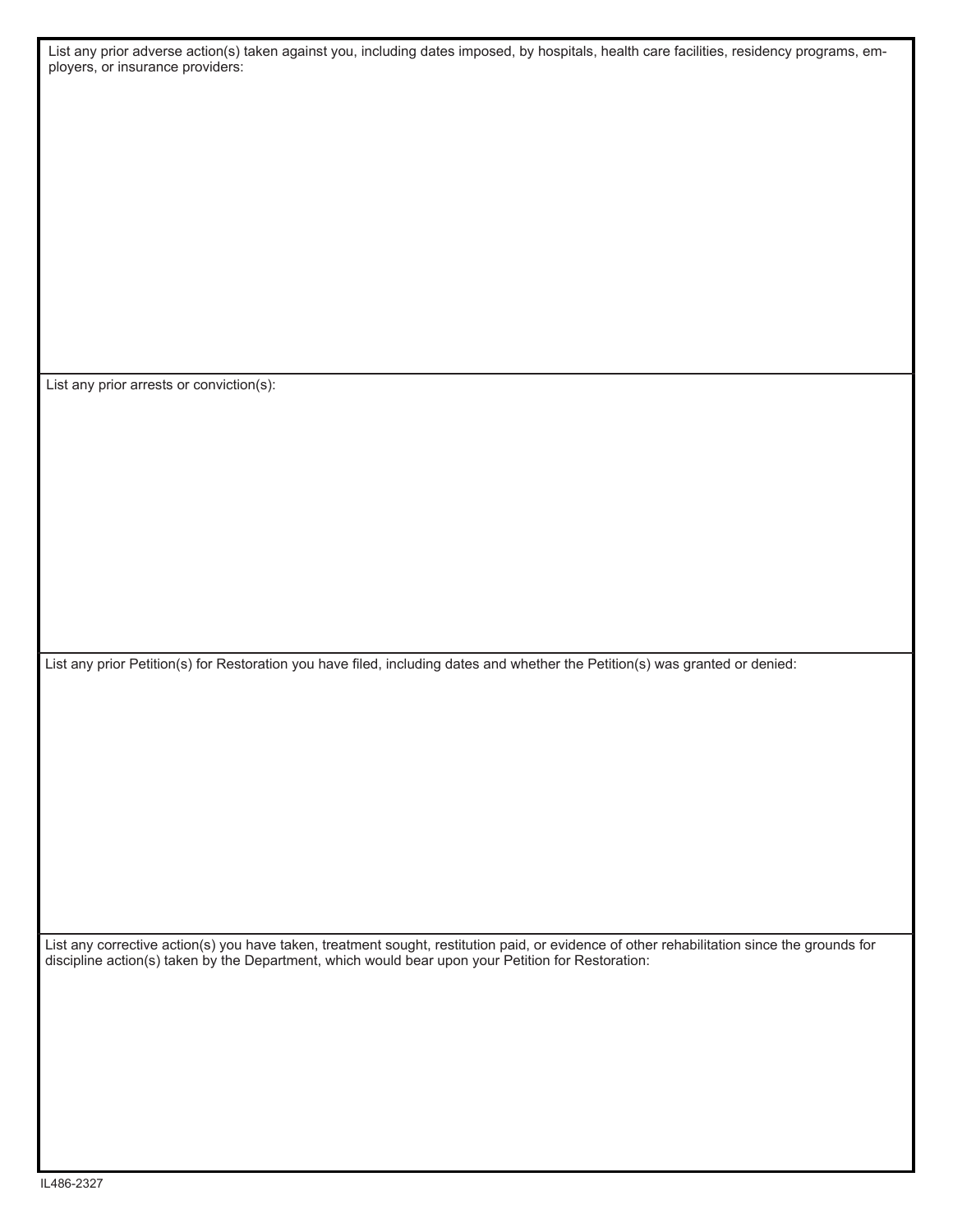List any prior adverse action(s) taken against you, including dates imposed, by hospitals, health care facilities, residency programs, employers, or insurance providers:

List any prior arrests or conviction(s):

List any prior Petition(s) for Restoration you have filed, including dates and whether the Petition(s) was granted or denied:

List any corrective action(s) you have taken, treatment sought, restitution paid, or evidence of other rehabilitation since the grounds for discipline action(s) taken by the Department, which would bear upon your Petition for Restoration:

IL486-2327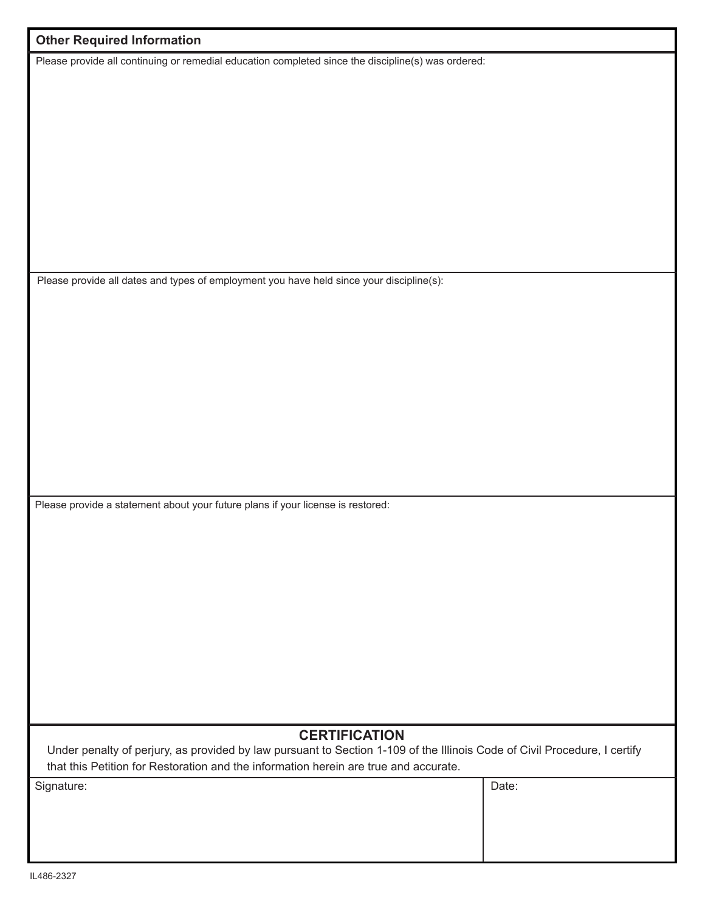## Other Required Information

Please provide all continuing or remedial education completed since the discipline(s) was ordered:

Please provide all dates and types of employment you have held since your discipline(s):

Please provide a statement about your future plans if your license is restored:

## CERTIFICATION

Under penalty of perjury, as provided by law pursuant to Section 1-109 of the Illinois Code of Civil Procedure, I certify that this Petition for Restoration and the information herein are true and accurate.

| Signature: | Date: |
|---|---|
| | |

IL486-2327